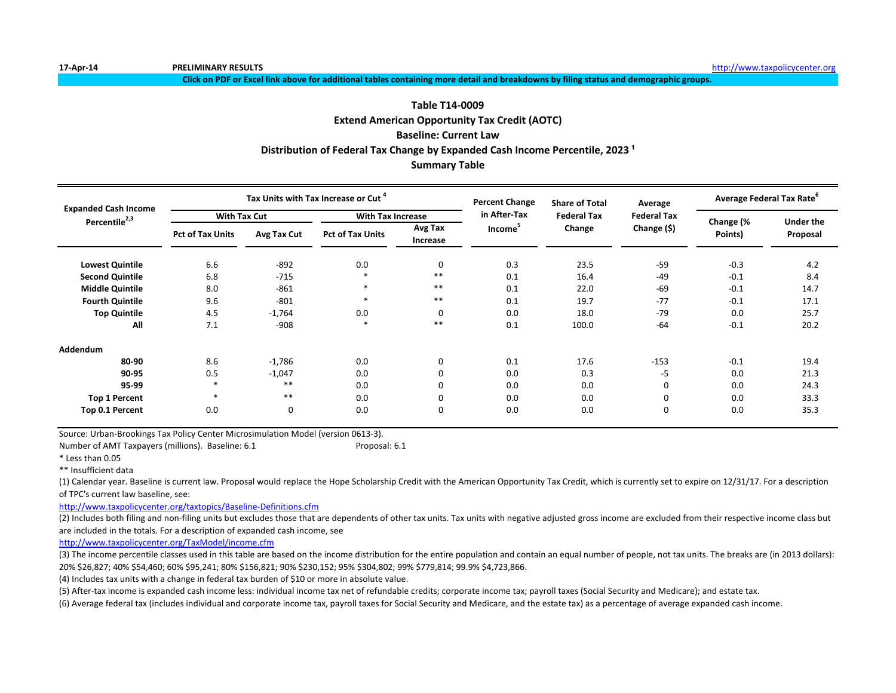17-Apr-14 **PRELIMINARY RESULTS** http://www.taxpolicycenter.org

**Click on PDF or Excel link above for additional tables containing more detail and breakdowns by filing status and demographic groups.**

## Table T14-0009
## Extend American Opportunity Tax Credit (AOTC)
## Baseline: Current Law
## Distribution of Federal Tax Change by Expanded Cash Income Percentile, 2023 [1]
## Summary Table

| Expanded Cash Income Percentile[2,3] | Tax Units with Tax Increase or Cut [4] | | | | Percent Change in After-Tax Income[5] | Share of Total Federal Tax Change | Average Federal Tax Change ($) | Average Federal Tax Rate[6] | |
|---|---|---|---|---|---|---|---|---|---|
| | With Tax Cut | | With Tax Increase | | | | | | |
| | Pct of Tax Units | Avg Tax Cut | Pct of Tax Units | Avg Tax Increase | | | | Change (% Points) | Under the Proposal |
| **Lowest Quintile** | 6.6 | -892 | 0.0 | 0 | 0.3 | 23.5 | -59 | -0.3 | 4.2 |
| **Second Quintile** | 6.8 | -715 | * | ** | 0.1 | 16.4 | -49 | -0.1 | 8.4 |
| **Middle Quintile** | 8.0 | -861 | * | ** | 0.1 | 22.0 | -69 | -0.1 | 14.7 |
| **Fourth Quintile** | 9.6 | -801 | * | ** | 0.1 | 19.7 | -77 | -0.1 | 17.1 |
| **Top Quintile** | 4.5 | -1,764 | 0.0 | 0 | 0.0 | 18.0 | -79 | 0.0 | 25.7 |
| **All** | 7.1 | -908 | * | ** | 0.1 | 100.0 | -64 | -0.1 | 20.2 |
| **Addendum** | | | | | | | | | |
| **80-90** | 8.6 | -1,786 | 0.0 | 0 | 0.1 | 17.6 | -153 | -0.1 | 19.4 |
| **90-95** | 0.5 | -1,047 | 0.0 | 0 | 0.0 | 0.3 | -5 | 0.0 | 21.3 |
| **95-99** | * | ** | 0.0 | 0 | 0.0 | 0.0 | 0 | 0.0 | 24.3 |
| **Top 1 Percent** | * | ** | 0.0 | 0 | 0.0 | 0.0 | 0 | 0.0 | 33.3 |
| **Top 0.1 Percent** | 0.0 | 0 | 0.0 | 0 | 0.0 | 0.0 | 0 | 0.0 | 35.3 |

Source: Urban-Brookings Tax Policy Center Microsimulation Model (version 0613-3).

Number of AMT Taxpayers (millions). Baseline: 6.1 Proposal: 6.1

* Less than 0.05

** Insufficient data

(1) Calendar year. Baseline is current law. Proposal would replace the Hope Scholarship Credit with the American Opportunity Tax Credit, which is currently set to expire on 12/31/17. For a description of TPC's current law baseline, see:

http://www.taxpolicycenter.org/taxtopics/Baseline-Definitions.cfm

(2) Includes both filing and non-filing units but excludes those that are dependents of other tax units. Tax units with negative adjusted gross income are excluded from their respective income class but are included in the totals. For a description of expanded cash income, see

http://www.taxpolicycenter.org/TaxModel/income.cfm

(3) The income percentile classes used in this table are based on the income distribution for the entire population and contain an equal number of people, not tax units. The breaks are (in 2013 dollars): 20% $26,827; 40% $54,460; 60% $95,241; 80% $156,821; 90% $230,152; 95% $304,802; 99% $779,814; 99.9% $4,723,866.

(4) Includes tax units with a change in federal tax burden of $10 or more in absolute value.

(5) After-tax income is expanded cash income less: individual income tax net of refundable credits; corporate income tax; payroll taxes (Social Security and Medicare); and estate tax.

(6) Average federal tax (includes individual and corporate income tax, payroll taxes for Social Security and Medicare, and the estate tax) as a percentage of average expanded cash income.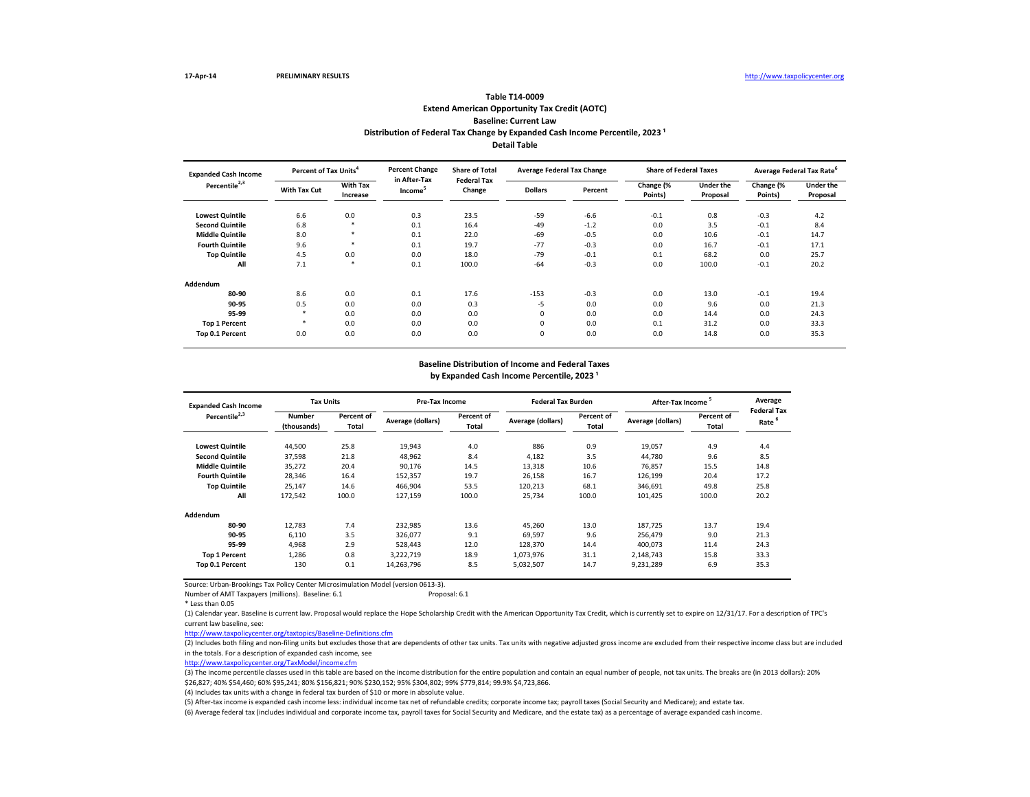17-Apr-14 PRELIMINARY RESULTS http://www.taxpolicycenter.org

### Table T14-0009
### Extend American Opportunity Tax Credit (AOTC)
### Baseline: Current Law
### Distribution of Federal Tax Change by Expanded Cash Income Percentile, 2023 [1]
### Detail Table

| Expanded Cash Income Percentile[2,3] | Percent of Tax Units[4] | | Percent Change in After-Tax Income[5] | Share of Total Federal Tax Change | Average Federal Tax Change | | Share of Federal Taxes | | Average Federal Tax Rate[6] | |
|---|---|---|---|---|---|---|---|---|---|---|
| | With Tax Cut | With Tax Increase | | | Dollars | Percent | Change (% Points) | Under the Proposal | Change (% Points) | Under the Proposal |
| **Lowest Quintile** | 6.6 | 0.0 | 0.3 | 23.5 | -59 | -6.6 | -0.1 | 0.8 | -0.3 | 4.2 |
| **Second Quintile** | 6.8 | * | 0.1 | 16.4 | -49 | -1.2 | 0.0 | 3.5 | -0.1 | 8.4 |
| **Middle Quintile** | 8.0 | * | 0.1 | 22.0 | -69 | -0.5 | 0.0 | 10.6 | -0.1 | 14.7 |
| **Fourth Quintile** | 9.6 | * | 0.1 | 19.7 | -77 | -0.3 | 0.0 | 16.7 | -0.1 | 17.1 |
| **Top Quintile** | 4.5 | 0.0 | 0.0 | 18.0 | -79 | -0.1 | 0.1 | 68.2 | 0.0 | 25.7 |
| **All** | 7.1 | * | 0.1 | 100.0 | -64 | -0.3 | 0.0 | 100.0 | -0.1 | 20.2 |
| **Addendum** | | | | | | | | | | |
| **80-90** | 8.6 | 0.0 | 0.1 | 17.6 | -153 | -0.3 | 0.0 | 13.0 | -0.1 | 19.4 |
| **90-95** | 0.5 | 0.0 | 0.0 | 0.3 | -5 | 0.0 | 0.0 | 9.6 | 0.0 | 21.3 |
| **95-99** | * | 0.0 | 0.0 | 0.0 | 0 | 0.0 | 0.0 | 14.4 | 0.0 | 24.3 |
| **Top 1 Percent** | * | 0.0 | 0.0 | 0.0 | 0 | 0.0 | 0.1 | 31.2 | 0.0 | 33.3 |
| **Top 0.1 Percent** | 0.0 | 0.0 | 0.0 | 0.0 | 0 | 0.0 | 0.0 | 14.8 | 0.0 | 35.3 |

### Baseline Distribution of Income and Federal Taxes
### by Expanded Cash Income Percentile, 2023 [1]

| Expanded Cash Income Percentile[2,3] | Tax Units | | Pre-Tax Income | | Federal Tax Burden | | After-Tax Income[5] | | Average Federal Tax Rate[6] |
|---|---|---|---|---|---|---|---|---|---|
| | Number (thousands) | Percent of Total | Average (dollars) | Percent of Total | Average (dollars) | Percent of Total | Average (dollars) | Percent of Total | |
| **Lowest Quintile** | 44,500 | 25.8 | 19,943 | 4.0 | 886 | 0.9 | 19,057 | 4.9 | 4.4 |
| **Second Quintile** | 37,598 | 21.8 | 48,962 | 8.4 | 4,182 | 3.5 | 44,780 | 9.6 | 8.5 |
| **Middle Quintile** | 35,272 | 20.4 | 90,176 | 14.5 | 13,318 | 10.6 | 76,857 | 15.5 | 14.8 |
| **Fourth Quintile** | 28,346 | 16.4 | 152,357 | 19.7 | 26,158 | 16.7 | 126,199 | 20.4 | 17.2 |
| **Top Quintile** | 25,147 | 14.6 | 466,904 | 53.5 | 120,213 | 68.1 | 346,691 | 49.8 | 25.8 |
| **All** | 172,542 | 100.0 | 127,159 | 100.0 | 25,734 | 100.0 | 101,425 | 100.0 | 20.2 |
| **Addendum** | | | | | | | | | |
| **80-90** | 12,783 | 7.4 | 232,985 | 13.6 | 45,260 | 13.0 | 187,725 | 13.7 | 19.4 |
| **90-95** | 6,110 | 3.5 | 326,077 | 9.1 | 69,597 | 9.6 | 256,479 | 9.0 | 21.3 |
| **95-99** | 4,968 | 2.9 | 528,443 | 12.0 | 128,370 | 14.4 | 400,073 | 11.4 | 24.3 |
| **Top 1 Percent** | 1,286 | 0.8 | 3,222,719 | 18.9 | 1,073,976 | 31.1 | 2,148,743 | 15.8 | 33.3 |
| **Top 0.1 Percent** | 130 | 0.1 | 14,263,796 | 8.5 | 5,032,507 | 14.7 | 9,231,289 | 6.9 | 35.3 |

Source: Urban-Brookings Tax Policy Center Microsimulation Model (version 0613-3).

Number of AMT Taxpayers (millions). Baseline: 6.1 Proposal: 6.1

* Less than 0.05

(1) Calendar year. Baseline is current law. Proposal would replace the Hope Scholarship Credit with the American Opportunity Tax Credit, which is currently set to expire on 12/31/17. For a description of TPC's current law baseline, see:

http://www.taxpolicycenter.org/taxtopics/Baseline-Definitions.cfm

(2) Includes both filing and non-filing units but excludes those that are dependents of other tax units. Tax units with negative adjusted gross income are excluded from their respective income class but are included in the totals. For a description of expanded cash income, see

http://www.taxpolicycenter.org/TaxModel/income.cfm

(3) The income percentile classes used in this table are based on the income distribution for the entire population and contain an equal number of people, not tax units. The breaks are (in 2013 dollars): 20% $26,827; 40% $54,460; 60% $95,241; 80% $156,821; 90% $230,152; 95% $304,802; 99% $779,814; 99.9% $4,723,866.

(4) Includes tax units with a change in federal tax burden of $10 or more in absolute value.

(5) After-tax income is expanded cash income less: individual income tax net of refundable credits; corporate income tax; payroll taxes (Social Security and Medicare); and estate tax.

(6) Average federal tax (includes individual and corporate income tax, payroll taxes for Social Security and Medicare, and the estate tax) as a percentage of average expanded cash income.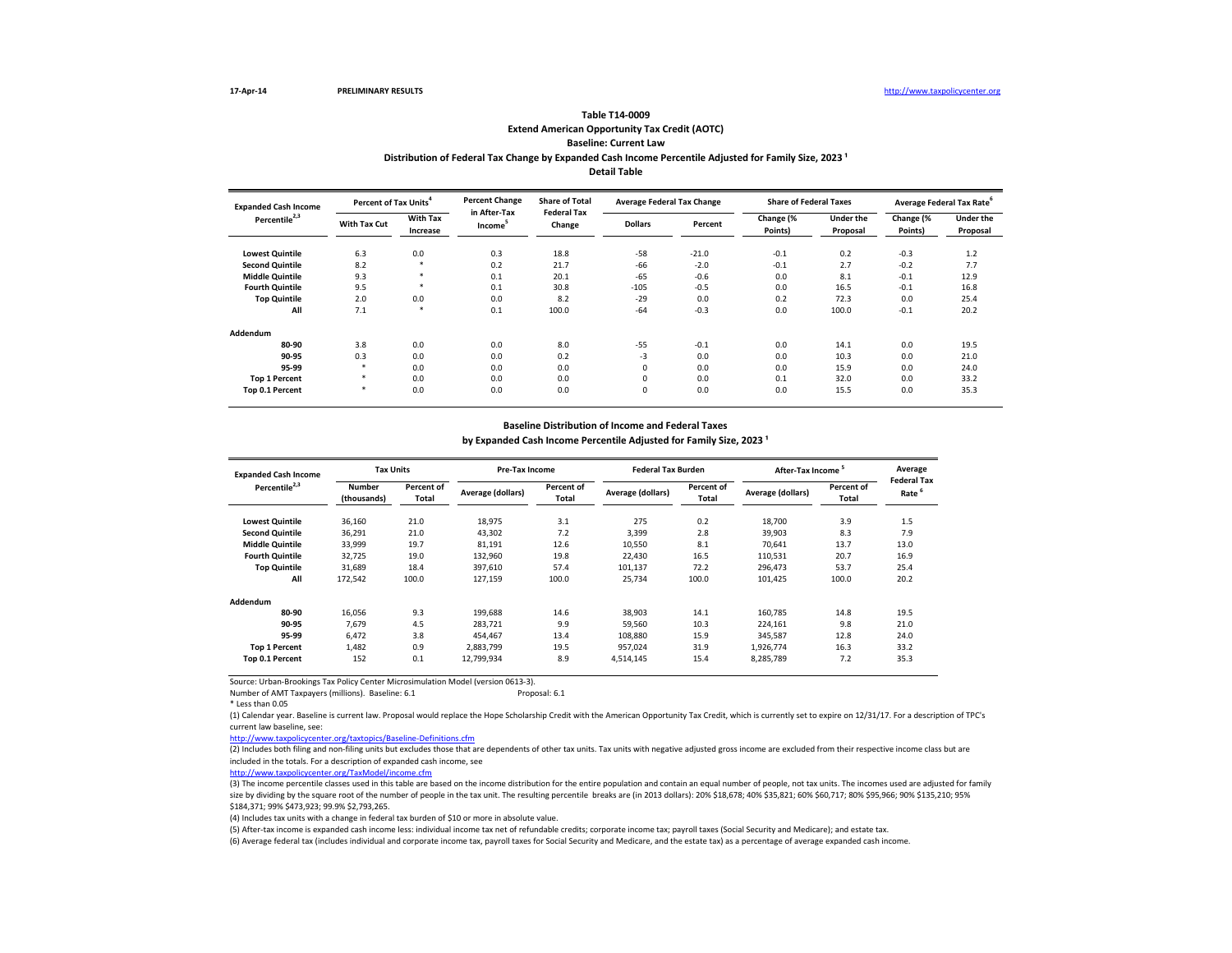17-Apr-14 PRELIMINARY RESULTS http://www.taxpolicycenter.org

## Table T14-0009

### Extend American Opportunity Tax Credit (AOTC)

### Baseline: Current Law

### Distribution of Federal Tax Change by Expanded Cash Income Percentile Adjusted for Family Size, 2023 [1]

### Detail Table

| Expanded Cash Income Percentile[2,3] | Percent of Tax Units[4] | | Percent Change in After-Tax Income[5] | Share of Total Federal Tax Change | Average Federal Tax Change | | Share of Federal Taxes | | Average Federal Tax Rate[6] | |
|---|---|---|---|---|---|---|---|---|---|---|
| | With Tax Cut | With Tax Increase | | | Dollars | Percent | Change (% Points) | Under the Proposal | Change (% Points) | Under the Proposal |
| Lowest Quintile | 6.3 | 0.0 | 0.3 | 18.8 | -58 | -21.0 | -0.1 | 0.2 | -0.3 | 1.2 |
| Second Quintile | 8.2 | * | 0.2 | 21.7 | -66 | -2.0 | -0.1 | 2.7 | -0.2 | 7.7 |
| Middle Quintile | 9.3 | * | 0.1 | 20.1 | -65 | -0.6 | 0.0 | 8.1 | -0.1 | 12.9 |
| Fourth Quintile | 9.5 | * | 0.1 | 30.8 | -105 | -0.5 | 0.0 | 16.5 | -0.1 | 16.8 |
| Top Quintile | 2.0 | 0.0 | 0.0 | 8.2 | -29 | 0.0 | 0.2 | 72.3 | 0.0 | 25.4 |
| All | 7.1 | * | 0.1 | 100.0 | -64 | -0.3 | 0.0 | 100.0 | -0.1 | 20.2 |
| **Addendum** | | | | | | | | | | |
| 80-90 | 3.8 | 0.0 | 0.0 | 8.0 | -55 | -0.1 | 0.0 | 14.1 | 0.0 | 19.5 |
| 90-95 | 0.3 | 0.0 | 0.0 | 0.2 | -3 | 0.0 | 0.0 | 10.3 | 0.0 | 21.0 |
| 95-99 | * | 0.0 | 0.0 | 0.0 | 0 | 0.0 | 0.0 | 15.9 | 0.0 | 24.0 |
| Top 1 Percent | * | 0.0 | 0.0 | 0.0 | 0 | 0.0 | 0.1 | 32.0 | 0.0 | 33.2 |
| Top 0.1 Percent | * | 0.0 | 0.0 | 0.0 | 0 | 0.0 | 0.0 | 15.5 | 0.0 | 35.3 |

### Baseline Distribution of Income and Federal Taxes by Expanded Cash Income Percentile Adjusted for Family Size, 2023 [1]

| Expanded Cash Income Percentile[2,3] | Tax Units | | Pre-Tax Income | | Federal Tax Burden | | After-Tax Income[5] | | Average Federal Tax Rate[6] |
|---|---|---|---|---|---|---|---|---|---|
| | Number (thousands) | Percent of Total | Average (dollars) | Percent of Total | Average (dollars) | Percent of Total | Average (dollars) | Percent of Total | |
| Lowest Quintile | 36,160 | 21.0 | 18,975 | 3.1 | 275 | 0.2 | 18,700 | 3.9 | 1.5 |
| Second Quintile | 36,291 | 21.0 | 43,302 | 7.2 | 3,399 | 2.8 | 39,903 | 8.3 | 7.9 |
| Middle Quintile | 33,999 | 19.7 | 81,191 | 12.6 | 10,550 | 8.1 | 70,641 | 13.7 | 13.0 |
| Fourth Quintile | 32,725 | 19.0 | 132,960 | 19.8 | 22,430 | 16.5 | 110,531 | 20.7 | 16.9 |
| Top Quintile | 31,689 | 18.4 | 397,610 | 57.4 | 101,137 | 72.2 | 296,473 | 53.7 | 25.4 |
| All | 172,542 | 100.0 | 127,159 | 100.0 | 25,734 | 100.0 | 101,425 | 100.0 | 20.2 |
| **Addendum** | | | | | | | | | |
| 80-90 | 16,056 | 9.3 | 199,688 | 14.6 | 38,903 | 14.1 | 160,785 | 14.8 | 19.5 |
| 90-95 | 7,679 | 4.5 | 283,721 | 9.9 | 59,560 | 10.3 | 224,161 | 9.8 | 21.0 |
| 95-99 | 6,472 | 3.8 | 454,467 | 13.4 | 108,880 | 15.9 | 345,587 | 12.8 | 24.0 |
| Top 1 Percent | 1,482 | 0.9 | 2,883,799 | 19.5 | 957,024 | 31.9 | 1,926,774 | 16.3 | 33.2 |
| Top 0.1 Percent | 152 | 0.1 | 12,799,934 | 8.9 | 4,514,145 | 15.4 | 8,285,789 | 7.2 | 35.3 |

Source: Urban-Brookings Tax Policy Center Microsimulation Model (version 0613-3).

Number of AMT Taxpayers (millions). Baseline: 6.1 Proposal: 6.1

* Less than 0.05

(1) Calendar year. Baseline is current law. Proposal would replace the Hope Scholarship Credit with the American Opportunity Tax Credit, which is currently set to expire on 12/31/17. For a description of TPC's current law baseline, see:
http://www.taxpolicycenter.org/taxtopics/Baseline-Definitions.cfm

(2) Includes both filing and non-filing units but excludes those that are dependents of other tax units. Tax units with negative adjusted gross income are excluded from their respective income class but are included in the totals. For a description of expanded cash income, see
http://www.taxpolicycenter.org/TaxModel/income.cfm

(3) The income percentile classes used in this table are based on the income distribution for the entire population and contain an equal number of people, not tax units. The incomes used are adjusted for family size by dividing by the square root of the number of people in the tax unit. The resulting percentile breaks are (in 2013 dollars): 20% $18,678; 40% $35,821; 60% $60,717; 80% $95,966; 90% $135,210; 95% $184,371; 99% $473,923; 99.9% $2,793,265.

(4) Includes tax units with a change in federal tax burden of $10 or more in absolute value.

(5) After-tax income is expanded cash income less: individual income tax net of refundable credits; corporate income tax; payroll taxes (Social Security and Medicare); and estate tax.

(6) Average federal tax (includes individual and corporate income tax, payroll taxes for Social Security and Medicare, and the estate tax) as a percentage of average expanded cash income.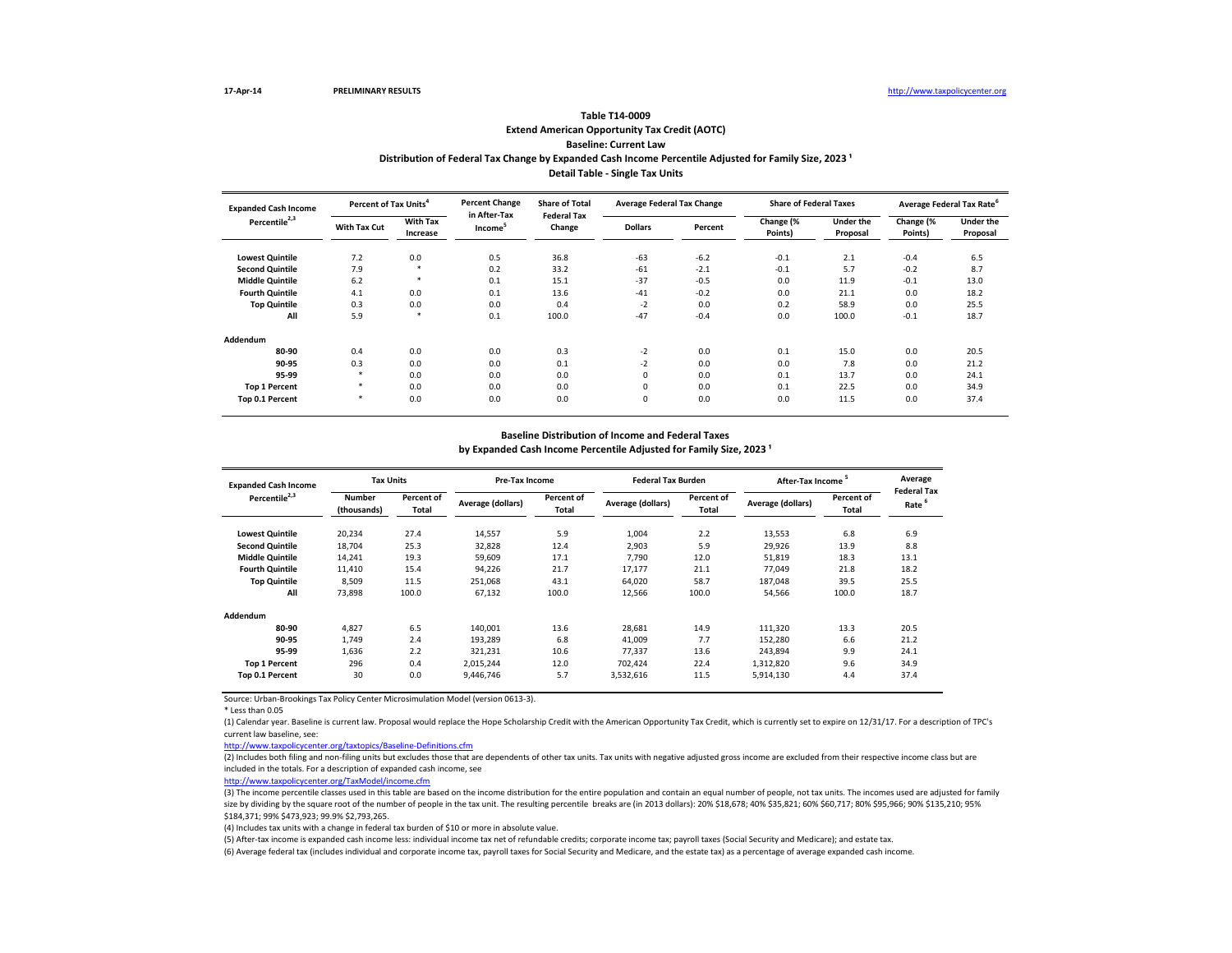17-Apr-14 PRELIMINARY RESULTS http://www.taxpolicycenter.org

## Table T14-0009
### Extend American Opportunity Tax Credit (AOTC)
### Baseline: Current Law
### Distribution of Federal Tax Change by Expanded Cash Income Percentile Adjusted for Family Size, 2023 [1]
### Detail Table - Single Tax Units

| Expanded Cash Income Percentile[2,3] | Percent of Tax Units[4] | | Percent Change in After-Tax Income[5] | Share of Total Federal Tax Change | Average Federal Tax Change | | Share of Federal Taxes | | Average Federal Tax Rate[6] | |
|---|---|---|---|---|---|---|---|---|---|---|
| | With Tax Cut | With Tax Increase | | | Dollars | Percent | Change (% Points) | Under the Proposal | Change (% Points) | Under the Proposal |
| Lowest Quintile | 7.2 | 0.0 | 0.5 | 36.8 | -63 | -6.2 | -0.1 | 2.1 | -0.4 | 6.5 |
| Second Quintile | 7.9 | * | 0.2 | 33.2 | -61 | -2.1 | -0.1 | 5.7 | -0.2 | 8.7 |
| Middle Quintile | 6.2 | * | 0.1 | 15.1 | -37 | -0.5 | 0.0 | 11.9 | -0.1 | 13.0 |
| Fourth Quintile | 4.1 | 0.0 | 0.1 | 13.6 | -41 | -0.2 | 0.0 | 21.1 | 0.0 | 18.2 |
| Top Quintile | 0.3 | 0.0 | 0.0 | 0.4 | -2 | 0.0 | 0.2 | 58.9 | 0.0 | 25.5 |
| All | 5.9 | * | 0.1 | 100.0 | -47 | -0.4 | 0.0 | 100.0 | -0.1 | 18.7 |
| **Addendum** | | | | | | | | | | |
| 80-90 | 0.4 | 0.0 | 0.0 | 0.3 | -2 | 0.0 | 0.1 | 15.0 | 0.0 | 20.5 |
| 90-95 | 0.3 | 0.0 | 0.0 | 0.1 | -2 | 0.0 | 0.0 | 7.8 | 0.0 | 21.2 |
| 95-99 | * | 0.0 | 0.0 | 0.0 | 0 | 0.0 | 0.1 | 13.7 | 0.0 | 24.1 |
| Top 1 Percent | * | 0.0 | 0.0 | 0.0 | 0 | 0.0 | 0.1 | 22.5 | 0.0 | 34.9 |
| Top 0.1 Percent | * | 0.0 | 0.0 | 0.0 | 0 | 0.0 | 0.0 | 11.5 | 0.0 | 37.4 |

### Baseline Distribution of Income and Federal Taxes
### by Expanded Cash Income Percentile Adjusted for Family Size, 2023 [1]

| Expanded Cash Income Percentile[2,3] | Tax Units | | Pre-Tax Income | | Federal Tax Burden | | After-Tax Income[5] | | Average Federal Tax Rate[6] |
|---|---|---|---|---|---|---|---|---|---|
| | Number (thousands) | Percent of Total | Average (dollars) | Percent of Total | Average (dollars) | Percent of Total | Average (dollars) | Percent of Total | |
| Lowest Quintile | 20,234 | 27.4 | 14,557 | 5.9 | 1,004 | 2.2 | 13,553 | 6.8 | 6.9 |
| Second Quintile | 18,704 | 25.3 | 32,828 | 12.4 | 2,903 | 5.9 | 29,926 | 13.9 | 8.8 |
| Middle Quintile | 14,241 | 19.3 | 59,609 | 17.1 | 7,790 | 12.0 | 51,819 | 18.3 | 13.1 |
| Fourth Quintile | 11,410 | 15.4 | 94,226 | 21.7 | 17,177 | 21.1 | 77,049 | 21.8 | 18.2 |
| Top Quintile | 8,509 | 11.5 | 251,068 | 43.1 | 64,020 | 58.7 | 187,048 | 39.5 | 25.5 |
| All | 73,898 | 100.0 | 67,132 | 100.0 | 12,566 | 100.0 | 54,566 | 100.0 | 18.7 |
| **Addendum** | | | | | | | | | |
| 80-90 | 4,827 | 6.5 | 140,001 | 13.6 | 28,681 | 14.9 | 111,320 | 13.3 | 20.5 |
| 90-95 | 1,749 | 2.4 | 193,289 | 6.8 | 41,009 | 7.7 | 152,280 | 6.6 | 21.2 |
| 95-99 | 1,636 | 2.2 | 321,231 | 10.6 | 77,337 | 13.6 | 243,894 | 9.9 | 24.1 |
| Top 1 Percent | 296 | 0.4 | 2,015,244 | 12.0 | 702,424 | 22.4 | 1,312,820 | 9.6 | 34.9 |
| Top 0.1 Percent | 30 | 0.0 | 9,446,746 | 5.7 | 3,532,616 | 11.5 | 5,914,130 | 4.4 | 37.4 |

Source: Urban-Brookings Tax Policy Center Microsimulation Model (version 0613-3).

* Less than 0.05

(1) Calendar year. Baseline is current law. Proposal would replace the Hope Scholarship Credit with the American Opportunity Tax Credit, which is currently set to expire on 12/31/17. For a description of TPC's current law baseline, see:

http://www.taxpolicycenter.org/taxtopics/Baseline-Definitions.cfm

(2) Includes both filing and non-filing units but excludes those that are dependents of other tax units. Tax units with negative adjusted gross income are excluded from their respective income class but are included in the totals. For a description of expanded cash income, see

http://www.taxpolicycenter.org/TaxModel/income.cfm

(3) The income percentile classes used in this table are based on the income distribution for the entire population and contain an equal number of people, not tax units. The incomes used are adjusted for family size by dividing by the square root of the number of people in the tax unit. The resulting percentile breaks are (in 2013 dollars): 20% $18,678; 40% $35,821; 60% $60,717; 80% $95,966; 90% $135,210; 95% $184,371; 99% $473,923; 99.9% $2,793,265.

(4) Includes tax units with a change in federal tax burden of $10 or more in absolute value.

(5) After-tax income is expanded cash income less: individual income tax net of refundable credits; corporate income tax; payroll taxes (Social Security and Medicare); and estate tax.

(6) Average federal tax (includes individual and corporate income tax, payroll taxes for Social Security and Medicare, and the estate tax) as a percentage of average expanded cash income.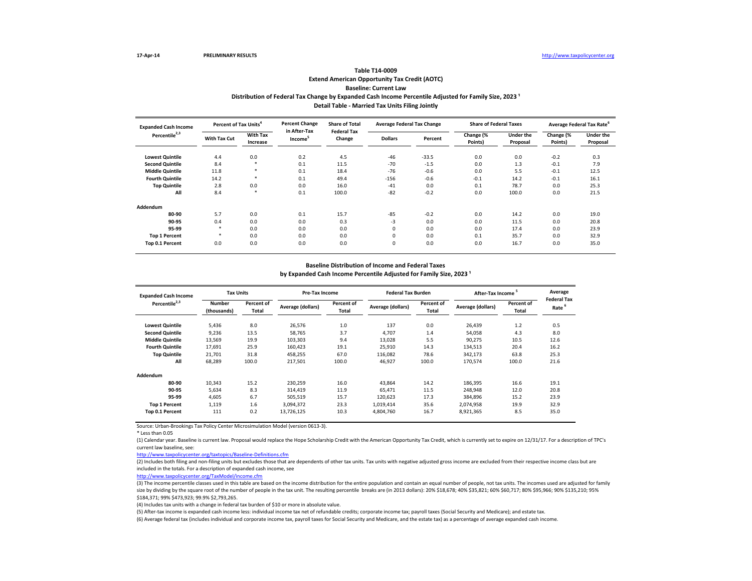17-Apr-14 PRELIMINARY RESULTS http://www.taxpolicycenter.org

**Table T14-0009**

**Extend American Opportunity Tax Credit (AOTC)**

**Baseline: Current Law**

**Distribution of Federal Tax Change by Expanded Cash Income Percentile Adjusted for Family Size, 2023 [1]**

**Detail Table - Married Tax Units Filing Jointly**

| Expanded Cash Income Percentile[2,3] | Percent of Tax Units[4] | | Percent Change in After-Tax Income[5] | Share of Total Federal Tax Change | Average Federal Tax Change | | Share of Federal Taxes | | Average Federal Tax Rate[6] | |
|---|---|---|---|---|---|---|---|---|---|---|
| | With Tax Cut | With Tax Increase | | | Dollars | Percent | Change (% Points) | Under the Proposal | Change (% Points) | Under the Proposal |
| Lowest Quintile | 4.4 | 0.0 | 0.2 | 4.5 | -46 | -33.5 | 0.0 | 0.0 | -0.2 | 0.3 |
| Second Quintile | 8.4 | * | 0.1 | 11.5 | -70 | -1.5 | 0.0 | 1.3 | -0.1 | 7.9 |
| Middle Quintile | 11.8 | * | 0.1 | 18.4 | -76 | -0.6 | 0.0 | 5.5 | -0.1 | 12.5 |
| Fourth Quintile | 14.2 | * | 0.1 | 49.4 | -156 | -0.6 | -0.1 | 14.2 | -0.1 | 16.1 |
| Top Quintile | 2.8 | 0.0 | 0.0 | 16.0 | -41 | 0.0 | 0.1 | 78.7 | 0.0 | 25.3 |
| All | 8.4 | * | 0.1 | 100.0 | -82 | -0.2 | 0.0 | 100.0 | 0.0 | 21.5 |
| **Addendum** | | | | | | | | | | |
| 80-90 | 5.7 | 0.0 | 0.1 | 15.7 | -85 | -0.2 | 0.0 | 14.2 | 0.0 | 19.0 |
| 90-95 | 0.4 | 0.0 | 0.0 | 0.3 | -3 | 0.0 | 0.0 | 11.5 | 0.0 | 20.8 |
| 95-99 | * | 0.0 | 0.0 | 0.0 | 0 | 0.0 | 0.0 | 17.4 | 0.0 | 23.9 |
| Top 1 Percent | * | 0.0 | 0.0 | 0.0 | 0 | 0.0 | 0.1 | 35.7 | 0.0 | 32.9 |
| Top 0.1 Percent | 0.0 | 0.0 | 0.0 | 0.0 | 0 | 0.0 | 0.0 | 16.7 | 0.0 | 35.0 |

**Baseline Distribution of Income and Federal Taxes**

**by Expanded Cash Income Percentile Adjusted for Family Size, 2023 [1]**

| Expanded Cash Income Percentile[2,3] | Tax Units | | Pre-Tax Income | | Federal Tax Burden | | After-Tax Income[5] | | Average Federal Tax Rate[6] |
|---|---|---|---|---|---|---|---|---|---|
| | Number (thousands) | Percent of Total | Average (dollars) | Percent of Total | Average (dollars) | Percent of Total | Average (dollars) | Percent of Total | |
| Lowest Quintile | 5,436 | 8.0 | 26,576 | 1.0 | 137 | 0.0 | 26,439 | 1.2 | 0.5 |
| Second Quintile | 9,236 | 13.5 | 58,765 | 3.7 | 4,707 | 1.4 | 54,058 | 4.3 | 8.0 |
| Middle Quintile | 13,569 | 19.9 | 103,303 | 9.4 | 13,028 | 5.5 | 90,275 | 10.5 | 12.6 |
| Fourth Quintile | 17,691 | 25.9 | 160,423 | 19.1 | 25,910 | 14.3 | 134,513 | 20.4 | 16.2 |
| Top Quintile | 21,701 | 31.8 | 458,255 | 67.0 | 116,082 | 78.6 | 342,173 | 63.8 | 25.3 |
| All | 68,289 | 100.0 | 217,501 | 100.0 | 46,927 | 100.0 | 170,574 | 100.0 | 21.6 |
| **Addendum** | | | | | | | | | |
| 80-90 | 10,343 | 15.2 | 230,259 | 16.0 | 43,864 | 14.2 | 186,395 | 16.6 | 19.1 |
| 90-95 | 5,634 | 8.3 | 314,419 | 11.9 | 65,471 | 11.5 | 248,948 | 12.0 | 20.8 |
| 95-99 | 4,605 | 6.7 | 505,519 | 15.7 | 120,623 | 17.3 | 384,896 | 15.2 | 23.9 |
| Top 1 Percent | 1,119 | 1.6 | 3,094,372 | 23.3 | 1,019,414 | 35.6 | 2,074,958 | 19.9 | 32.9 |
| Top 0.1 Percent | 111 | 0.2 | 13,726,125 | 10.3 | 4,804,760 | 16.7 | 8,921,365 | 8.5 | 35.0 |

Source: Urban-Brookings Tax Policy Center Microsimulation Model (version 0613-3).

* Less than 0.05

(1) Calendar year. Baseline is current law. Proposal would replace the Hope Scholarship Credit with the American Opportunity Tax Credit, which is currently set to expire on 12/31/17. For a description of TPC's current law baseline, see:

http://www.taxpolicycenter.org/taxtopics/Baseline-Definitions.cfm

(2) Includes both filing and non-filing units but excludes those that are dependents of other tax units. Tax units with negative adjusted gross income are excluded from their respective income class but are included in the totals. For a description of expanded cash income, see

http://www.taxpolicycenter.org/TaxModel/income.cfm

(3) The income percentile classes used in this table are based on the income distribution for the entire population and contain an equal number of people, not tax units. The incomes used are adjusted for family size by dividing by the square root of the number of people in the tax unit. The resulting percentile breaks are (in 2013 dollars): 20% \$18,678; 40% \$35,821; 60% \$60,717; 80% \$95,966; 90% \$135,210; 95% \$184,371; 99% \$473,923; 99.9% \$2,793,265.

(4) Includes tax units with a change in federal tax burden of \$10 or more in absolute value.

(5) After-tax income is expanded cash income less: individual income tax net of refundable credits; corporate income tax; payroll taxes (Social Security and Medicare); and estate tax.

(6) Average federal tax (includes individual and corporate income tax, payroll taxes for Social Security and Medicare, and the estate tax) as a percentage of average expanded cash income.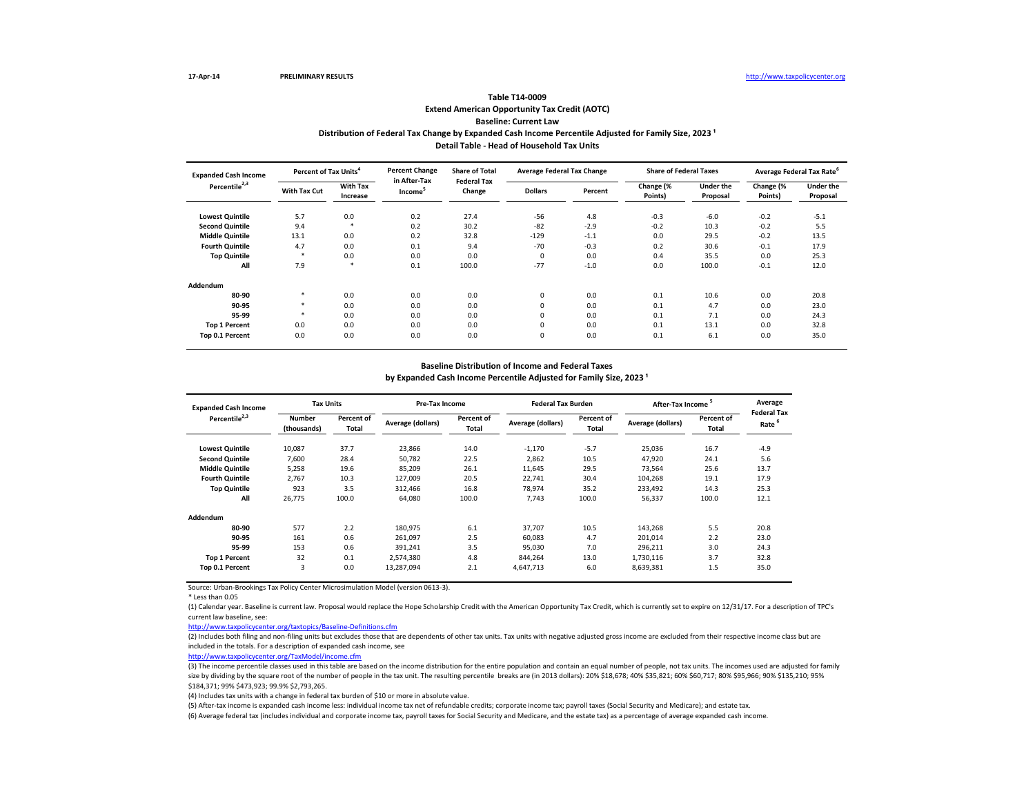17-Apr-14 PRELIMINARY RESULTS http://www.taxpolicycenter.org

# Table T14-0009

## Extend American Opportunity Tax Credit (AOTC)

### Baseline: Current Law

### Distribution of Federal Tax Change by Expanded Cash Income Percentile Adjusted for Family Size, 2023 [1]

### Detail Table - Head of Household Tax Units

| Expanded Cash Income Percentile[2,3] | Percent of Tax Units[4] | | Percent Change in After-Tax Income[5] | Share of Total Federal Tax Change | Average Federal Tax Change | | Share of Federal Taxes | | Average Federal Tax Rate[6] | |
|---|---|---|---|---|---|---|---|---|---|---|
| | With Tax Cut | With Tax Increase | | | Dollars | Percent | Change (% Points) | Under the Proposal | Change (% Points) | Under the Proposal |
| Lowest Quintile | 5.7 | 0.0 | 0.2 | 27.4 | -56 | 4.8 | -0.3 | -6.0 | -0.2 | -5.1 |
| Second Quintile | 9.4 | * | 0.2 | 30.2 | -82 | -2.9 | -0.2 | 10.3 | -0.2 | 5.5 |
| Middle Quintile | 13.1 | 0.0 | 0.2 | 32.8 | -129 | -1.1 | 0.0 | 29.5 | -0.2 | 13.5 |
| Fourth Quintile | 4.7 | 0.0 | 0.1 | 9.4 | -70 | -0.3 | 0.2 | 30.6 | -0.1 | 17.9 |
| Top Quintile | * | 0.0 | 0.0 | 0.0 | 0 | 0.0 | 0.4 | 35.5 | 0.0 | 25.3 |
| All | 7.9 | * | 0.1 | 100.0 | -77 | -1.0 | 0.0 | 100.0 | -0.1 | 12.0 |
| Addendum | | | | | | | | | | |
| 80-90 | * | 0.0 | 0.0 | 0.0 | 0 | 0.0 | 0.1 | 10.6 | 0.0 | 20.8 |
| 90-95 | * | 0.0 | 0.0 | 0.0 | 0 | 0.0 | 0.1 | 4.7 | 0.0 | 23.0 |
| 95-99 | * | 0.0 | 0.0 | 0.0 | 0 | 0.0 | 0.1 | 7.1 | 0.0 | 24.3 |
| Top 1 Percent | 0.0 | 0.0 | 0.0 | 0.0 | 0 | 0.0 | 0.1 | 13.1 | 0.0 | 32.8 |
| Top 0.1 Percent | 0.0 | 0.0 | 0.0 | 0.0 | 0 | 0.0 | 0.1 | 6.1 | 0.0 | 35.0 |

### Baseline Distribution of Income and Federal Taxes by Expanded Cash Income Percentile Adjusted for Family Size, 2023 [1]

| Expanded Cash Income Percentile[2,3] | Tax Units | | Pre-Tax Income | | Federal Tax Burden | | After-Tax Income[5] | | Average Federal Tax Rate[6] |
|---|---|---|---|---|---|---|---|---|---|
| | Number (thousands) | Percent of Total | Average (dollars) | Percent of Total | Average (dollars) | Percent of Total | Average (dollars) | Percent of Total | |
| Lowest Quintile | 10,087 | 37.7 | 23,866 | 14.0 | -1,170 | -5.7 | 25,036 | 16.7 | -4.9 |
| Second Quintile | 7,600 | 28.4 | 50,782 | 22.5 | 2,862 | 10.5 | 47,920 | 24.1 | 5.6 |
| Middle Quintile | 5,258 | 19.6 | 85,209 | 26.1 | 11,645 | 29.5 | 73,564 | 25.6 | 13.7 |
| Fourth Quintile | 2,767 | 10.3 | 127,009 | 20.5 | 22,741 | 30.4 | 104,268 | 19.1 | 17.9 |
| Top Quintile | 923 | 3.5 | 312,466 | 16.8 | 78,974 | 35.2 | 233,492 | 14.3 | 25.3 |
| All | 26,775 | 100.0 | 64,080 | 100.0 | 7,743 | 100.0 | 56,337 | 100.0 | 12.1 |
| Addendum | | | | | | | | | |
| 80-90 | 577 | 2.2 | 180,975 | 6.1 | 37,707 | 10.5 | 143,268 | 5.5 | 20.8 |
| 90-95 | 161 | 0.6 | 261,097 | 2.5 | 60,083 | 4.7 | 201,014 | 2.2 | 23.0 |
| 95-99 | 153 | 0.6 | 391,241 | 3.5 | 95,030 | 7.0 | 296,211 | 3.0 | 24.3 |
| Top 1 Percent | 32 | 0.1 | 2,574,380 | 4.8 | 844,264 | 13.0 | 1,730,116 | 3.7 | 32.8 |
| Top 0.1 Percent | 3 | 0.0 | 13,287,094 | 2.1 | 4,647,713 | 6.0 | 8,639,381 | 1.5 | 35.0 |

Source: Urban-Brookings Tax Policy Center Microsimulation Model (version 0613-3).

* Less than 0.05

(1) Calendar year. Baseline is current law. Proposal would replace the Hope Scholarship Credit with the American Opportunity Tax Credit, which is currently set to expire on 12/31/17. For a description of TPC's current law baseline, see:

http://www.taxpolicycenter.org/taxtopics/Baseline-Definitions.cfm

(2) Includes both filing and non-filing units but excludes those that are dependents of other tax units. Tax units with negative adjusted gross income are excluded from their respective income class but are included in the totals. For a description of expanded cash income, see

http://www.taxpolicycenter.org/TaxModel/income.cfm

(3) The income percentile classes used in this table are based on the income distribution for the entire population and contain an equal number of people, not tax units. The incomes used are adjusted for family size by dividing by the square root of the number of people in the tax unit. The resulting percentile breaks are (in 2013 dollars): 20% $18,678; 40% $35,821; 60% $60,717; 80% $95,966; 90% $135,210; 95% $184,371; 99% $473,923; 99.9% $2,793,265.

(4) Includes tax units with a change in federal tax burden of $10 or more in absolute value.

(5) After-tax income is expanded cash income less: individual income tax net of refundable credits; corporate income tax; payroll taxes (Social Security and Medicare); and estate tax.

(6) Average federal tax (includes individual and corporate income tax, payroll taxes for Social Security and Medicare, and the estate tax) as a percentage of average expanded cash income.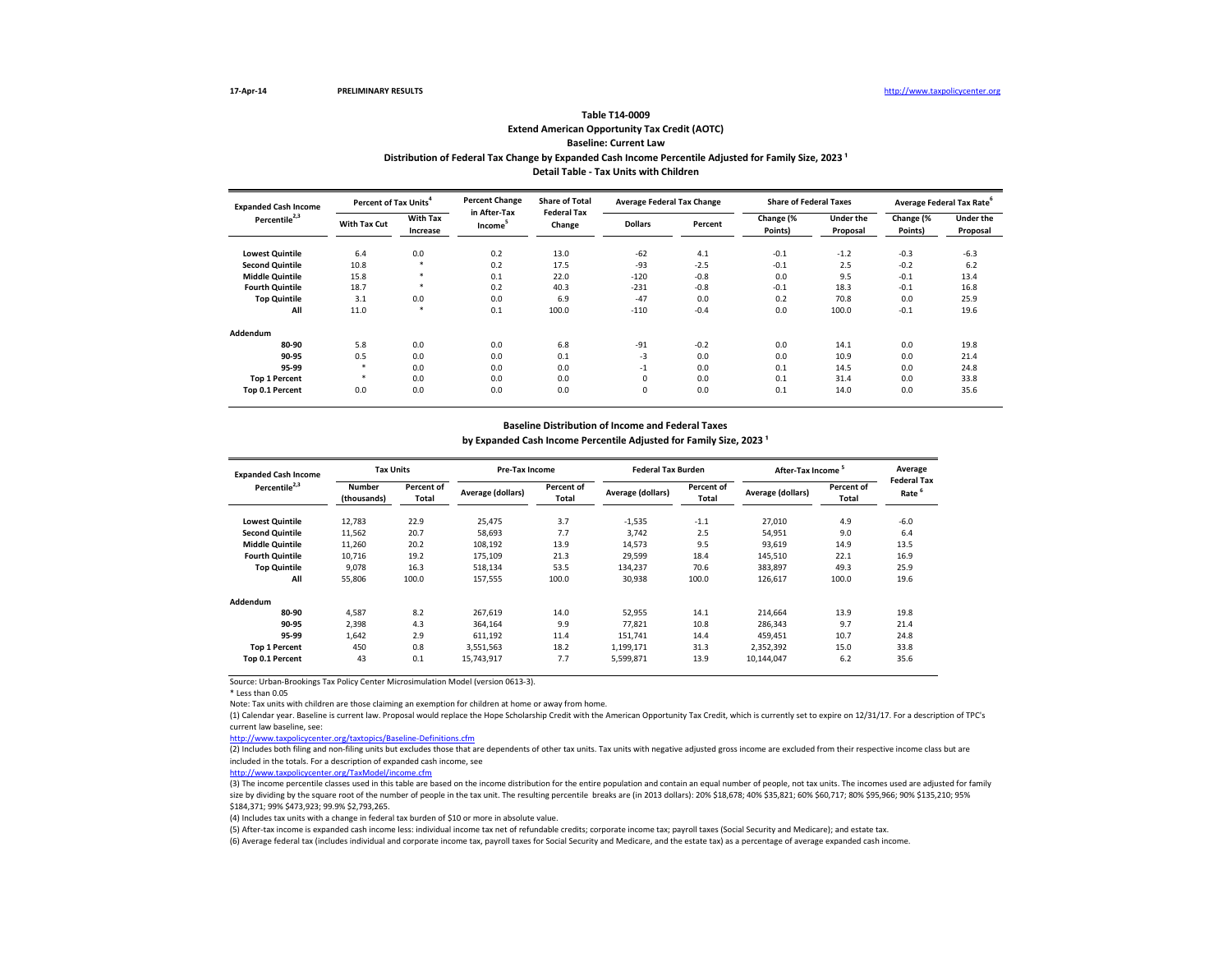17-Apr-14 **PRELIMINARY RESULTS** http://www.taxpolicycenter.org

**Table T14-0009**

**Extend American Opportunity Tax Credit (AOTC)**

**Baseline: Current Law**

**Distribution of Federal Tax Change by Expanded Cash Income Percentile Adjusted for Family Size, 2023 [1]**

**Detail Table - Tax Units with Children**

| Expanded Cash Income Percentile[2,3] | Percent of Tax Units[4] | | Percent Change in After-Tax Income[5] | Share of Total Federal Tax Change | Average Federal Tax Change | | Share of Federal Taxes | | Average Federal Tax Rate[6] | |
|---|---|---|---|---|---|---|---|---|---|---|
| | With Tax Cut | With Tax Increase | | | Dollars | Percent | Change (% Points) | Under the Proposal | Change (% Points) | Under the Proposal |
| Lowest Quintile | 6.4 | 0.0 | 0.2 | 13.0 | -62 | 4.1 | -0.1 | -1.2 | -0.3 | -6.3 |
| Second Quintile | 10.8 | * | 0.2 | 17.5 | -93 | -2.5 | -0.1 | 2.5 | -0.2 | 6.2 |
| Middle Quintile | 15.8 | * | 0.1 | 22.0 | -120 | -0.8 | 0.0 | 9.5 | -0.1 | 13.4 |
| Fourth Quintile | 18.7 | * | 0.2 | 40.3 | -231 | -0.8 | -0.1 | 18.3 | -0.1 | 16.8 |
| Top Quintile | 3.1 | 0.0 | 0.0 | 6.9 | -47 | 0.0 | 0.2 | 70.8 | 0.0 | 25.9 |
| All | 11.0 | * | 0.1 | 100.0 | -110 | -0.4 | 0.0 | 100.0 | -0.1 | 19.6 |
| **Addendum** | | | | | | | | | | |
| 80-90 | 5.8 | 0.0 | 0.0 | 6.8 | -91 | -0.2 | 0.0 | 14.1 | 0.0 | 19.8 |
| 90-95 | 0.5 | 0.0 | 0.0 | 0.1 | -3 | 0.0 | 0.0 | 10.9 | 0.0 | 21.4 |
| 95-99 | * | 0.0 | 0.0 | 0.0 | -1 | 0.0 | 0.1 | 14.5 | 0.0 | 24.8 |
| Top 1 Percent | * | 0.0 | 0.0 | 0.0 | 0 | 0.0 | 0.1 | 31.4 | 0.0 | 33.8 |
| Top 0.1 Percent | 0.0 | 0.0 | 0.0 | 0.0 | 0 | 0.0 | 0.1 | 14.0 | 0.0 | 35.6 |

**Baseline Distribution of Income and Federal Taxes**

**by Expanded Cash Income Percentile Adjusted for Family Size, 2023 [1]**

| Expanded Cash Income Percentile[2,3] | Tax Units | | Pre-Tax Income | | Federal Tax Burden | | After-Tax Income[5] | | Average Federal Tax Rate[6] |
|---|---|---|---|---|---|---|---|---|---|
| | Number (thousands) | Percent of Total | Average (dollars) | Percent of Total | Average (dollars) | Percent of Total | Average (dollars) | Percent of Total | |
| Lowest Quintile | 12,783 | 22.9 | 25,475 | 3.7 | -1,535 | -1.1 | 27,010 | 4.9 | -6.0 |
| Second Quintile | 11,562 | 20.7 | 58,693 | 7.7 | 3,742 | 2.5 | 54,951 | 9.0 | 6.4 |
| Middle Quintile | 11,260 | 20.2 | 108,192 | 13.9 | 14,573 | 9.5 | 93,619 | 14.9 | 13.5 |
| Fourth Quintile | 10,716 | 19.2 | 175,109 | 21.3 | 29,599 | 18.4 | 145,510 | 22.1 | 16.9 |
| Top Quintile | 9,078 | 16.3 | 518,134 | 53.5 | 134,237 | 70.6 | 383,897 | 49.3 | 25.9 |
| All | 55,806 | 100.0 | 157,555 | 100.0 | 30,938 | 100.0 | 126,617 | 100.0 | 19.6 |
| **Addendum** | | | | | | | | | |
| 80-90 | 4,587 | 8.2 | 267,619 | 14.0 | 52,955 | 14.1 | 214,664 | 13.9 | 19.8 |
| 90-95 | 2,398 | 4.3 | 364,164 | 9.9 | 77,821 | 10.8 | 286,343 | 9.7 | 21.4 |
| 95-99 | 1,642 | 2.9 | 611,192 | 11.4 | 151,741 | 14.4 | 459,451 | 10.7 | 24.8 |
| Top 1 Percent | 450 | 0.8 | 3,551,563 | 18.2 | 1,199,171 | 31.3 | 2,352,392 | 15.0 | 33.8 |
| Top 0.1 Percent | 43 | 0.1 | 15,743,917 | 7.7 | 5,599,871 | 13.9 | 10,144,047 | 6.2 | 35.6 |

Source: Urban-Brookings Tax Policy Center Microsimulation Model (version 0613-3).

* Less than 0.05

Note: Tax units with children are those claiming an exemption for children at home or away from home.

(1) Calendar year. Baseline is current law. Proposal would replace the Hope Scholarship Credit with the American Opportunity Tax Credit, which is currently set to expire on 12/31/17. For a description of TPC's current law baseline, see:
http://www.taxpolicycenter.org/taxtopics/Baseline-Definitions.cfm

(2) Includes both filing and non-filing units but excludes those that are dependents of other tax units. Tax units with negative adjusted gross income are excluded from their respective income class but are included in the totals. For a description of expanded cash income, see
http://www.taxpolicycenter.org/TaxModel/income.cfm

(3) The income percentile classes used in this table are based on the income distribution for the entire population and contain an equal number of people, not tax units. The incomes used are adjusted for family size by dividing by the square root of the number of people in the tax unit. The resulting percentile breaks are (in 2013 dollars): 20% $18,678; 40% $35,821; 60% $60,717; 80% $95,966; 90% $135,210; 95% $184,371; 99% $473,923; 99.9% $2,793,265.

(4) Includes tax units with a change in federal tax burden of $10 or more in absolute value.

(5) After-tax income is expanded cash income less: individual income tax net of refundable credits; corporate income tax; payroll taxes (Social Security and Medicare); and estate tax.

(6) Average federal tax (includes individual and corporate income tax, payroll taxes for Social Security and Medicare, and the estate tax) as a percentage of average expanded cash income.